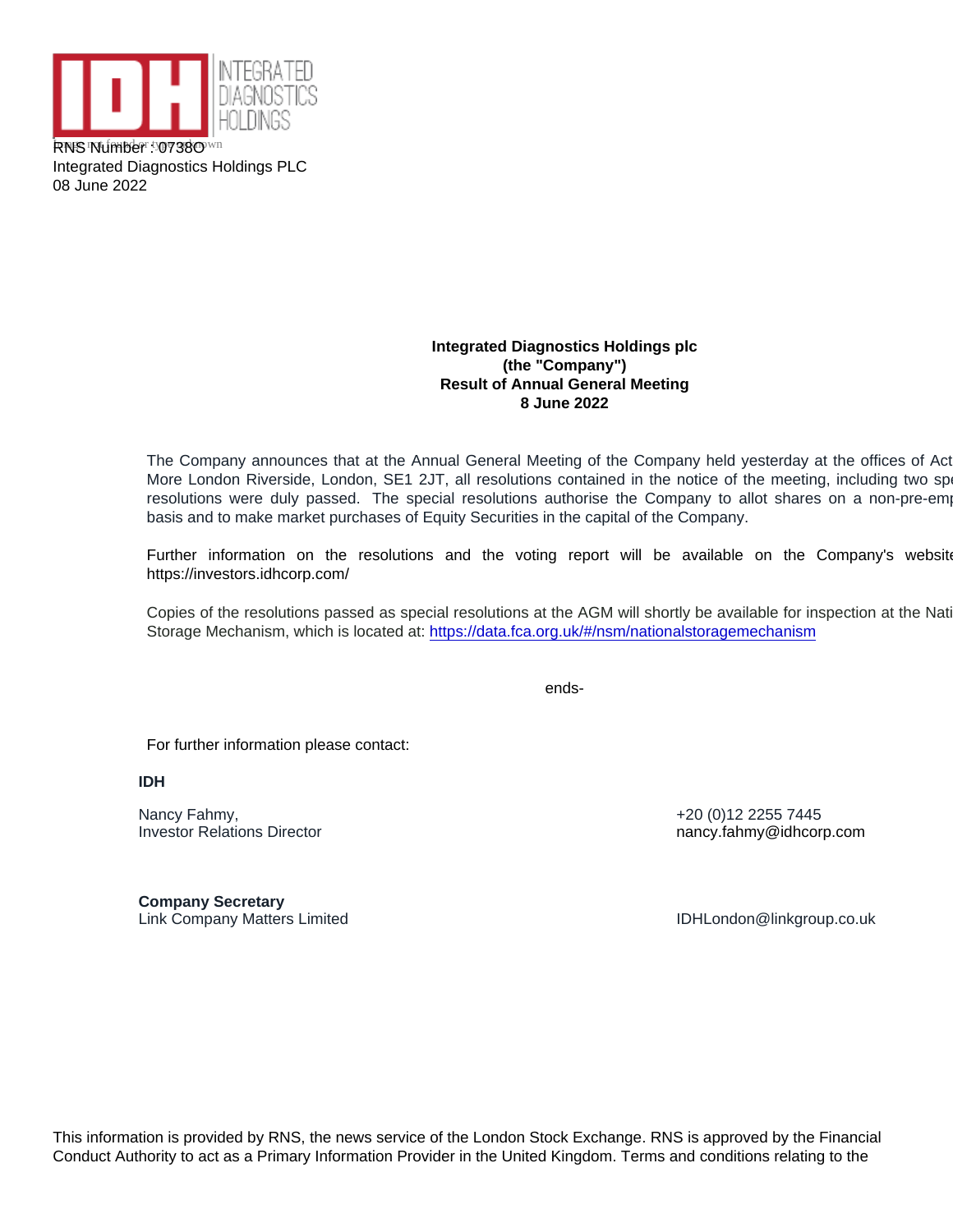RNS Number : 0738O
Integrated Diagnostics Holdings PLC
08 June 2022

**Integrated Diagnostics Holdings plc**
**(the "Company")**
**Result of Annual General Meeting**
**8 June 2022**

The Company announces that at the Annual General Meeting of the Company held yesterday at the offices of Act More London Riverside, London, SE1 2JT, all resolutions contained in the notice of the meeting, including two spe resolutions were duly passed. The special resolutions authorise the Company to allot shares on a non-pre-emp basis and to make market purchases of Equity Securities in the capital of the Company.

Further information on the resolutions and the voting report will be available on the Company's website https://investors.idhcorp.com/

Copies of the resolutions passed as special resolutions at the AGM will shortly be available for inspection at the Nati Storage Mechanism, which is located at: https://data.fca.org.uk/#/nsm/nationalstoragemechanism

ends-

For further information please contact:

**IDH**

Nancy Fahmy, +20 (0)12 2255 7445
Investor Relations Director nancy.fahmy@idhcorp.com

**Company Secretary**
Link Company Matters Limited IDHLondon@linkgroup.co.uk

This information is provided by RNS, the news service of the London Stock Exchange. RNS is approved by the Financial Conduct Authority to act as a Primary Information Provider in the United Kingdom. Terms and conditions relating to the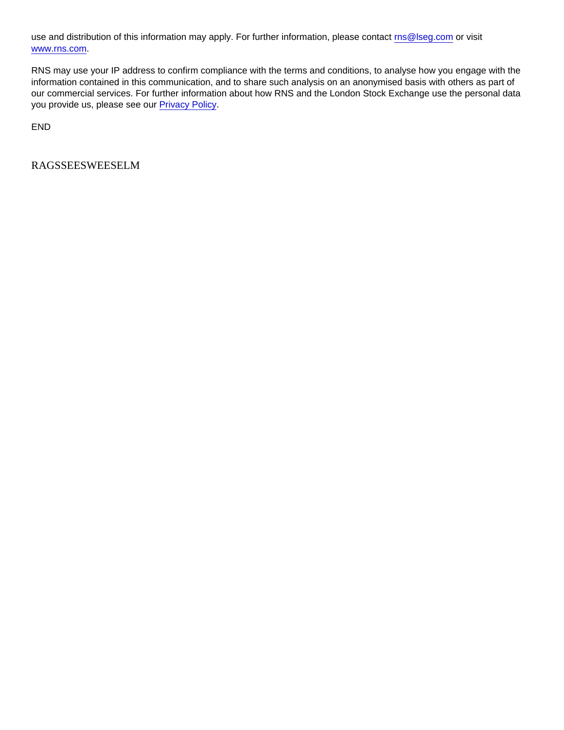use and distribution of this information may apply. For further information, please contact rns@lseg.com or visit www.rns.com.

RNS may use your IP address to confirm compliance with the terms and conditions, to analyse how you engage with the information contained in this communication, and to share such analysis on an anonymised basis with others as part of our commercial services. For further information about how RNS and the London Stock Exchange use the personal data you provide us, please see our Privacy Policy.

END

RAGSSEESWEESELM